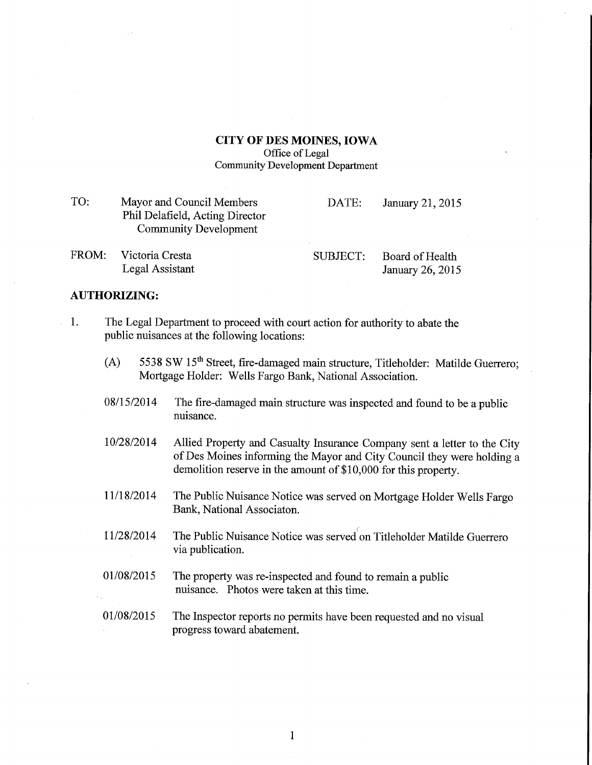# CITY OF DES MOINES, IOWA

Office of Legal
Community Development Department

| | | | |
|---|---|---|---|
| TO: | Mayor and Council Members<br>Phil Delafield, Acting Director<br>Community Development | DATE: | January 21, 2015 |
| FROM: | Victoria Cresta<br>Legal Assistant | SUBJECT: | Board of Health<br>January 26, 2015 |

**AUTHORIZING:**

1. The Legal Department to proceed with court action for authority to abate the public nuisances at the following locations:

   (A) 5538 SW 15th Street, fire-damaged main structure, Titleholder: Matilde Guerrero; Mortgage Holder: Wells Fargo Bank, National Association.

   08/15/2014 The fire-damaged main structure was inspected and found to be a public nuisance.

   10/28/2014 Allied Property and Casualty Insurance Company sent a letter to the City of Des Moines informing the Mayor and City Council they were holding a demolition reserve in the amount of $10,000 for this property.

   11/18/2014 The Public Nuisance Notice was served on Mortgage Holder Wells Fargo Bank, National Associaton.

   11/28/2014 The Public Nuisance Notice was served on Titleholder Matilde Guerrero via publication.

   01/08/2015 The property was re-inspected and found to remain a public nuisance. Photos were taken at this time.

   01/08/2015 The Inspector reports no permits have been requested and no visual progress toward abatement.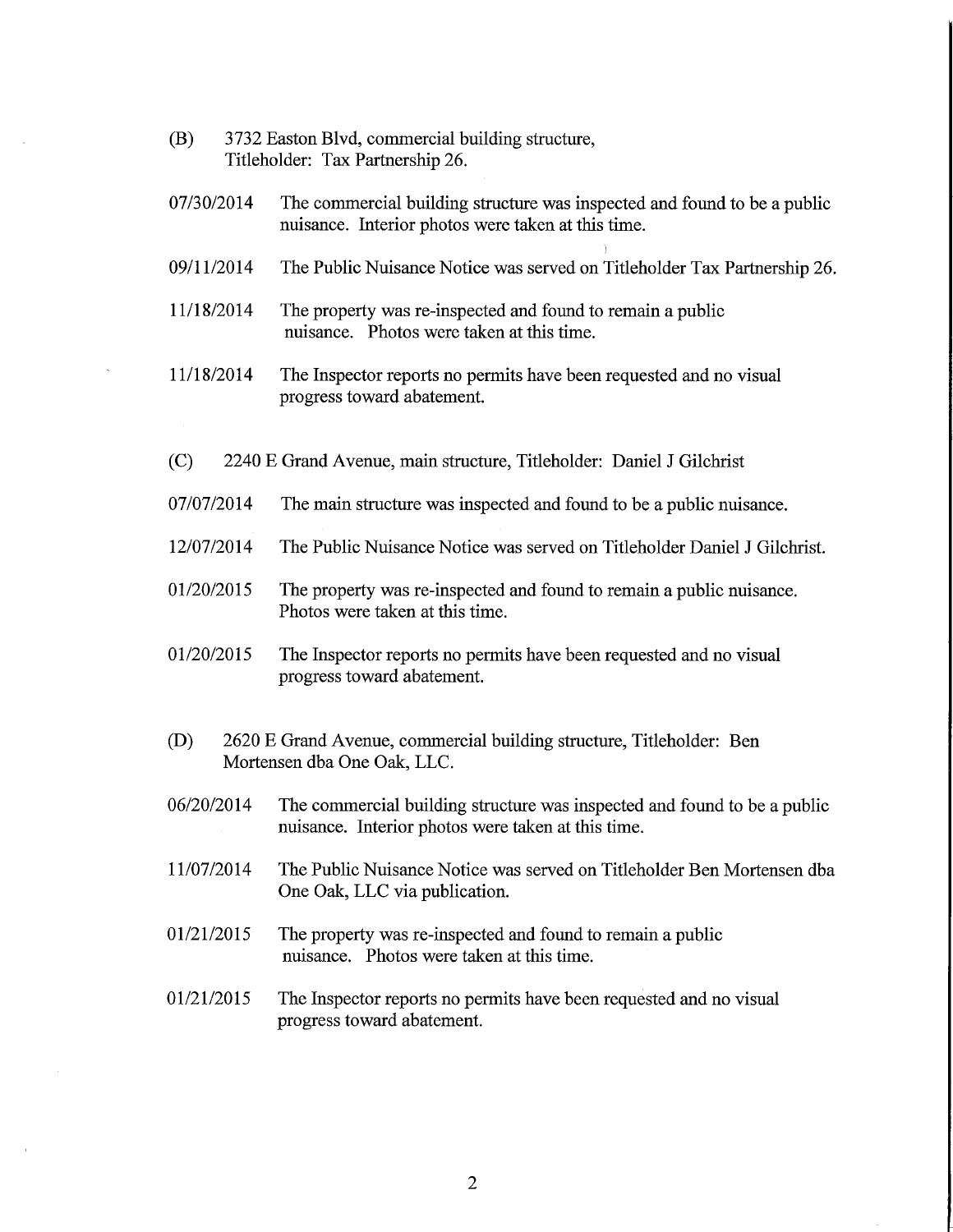(B) 3732 Easton Blvd, commercial building structure, Titleholder: Tax Partnership 26.

07/30/2014 The commercial building structure was inspected and found to be a public nuisance. Interior photos were taken at this time.

09/11/2014 The Public Nuisance Notice was served on Titleholder Tax Partnership 26.

11/18/2014 The property was re-inspected and found to remain a public nuisance. Photos were taken at this time.

11/18/2014 The Inspector reports no permits have been requested and no visual progress toward abatement.

(C) 2240 E Grand Avenue, main structure, Titleholder: Daniel J Gilchrist

07/07/2014 The main structure was inspected and found to be a public nuisance.

12/07/2014 The Public Nuisance Notice was served on Titleholder Daniel J Gilchrist.

01/20/2015 The property was re-inspected and found to remain a public nuisance. Photos were taken at this time.

01/20/2015 The Inspector reports no permits have been requested and no visual progress toward abatement.

(D) 2620 E Grand Avenue, commercial building structure, Titleholder: Ben Mortensen dba One Oak, LLC.

06/20/2014 The commercial building structure was inspected and found to be a public nuisance. Interior photos were taken at this time.

11/07/2014 The Public Nuisance Notice was served on Titleholder Ben Mortensen dba One Oak, LLC via publication.

01/21/2015 The property was re-inspected and found to remain a public nuisance. Photos were taken at this time.

01/21/2015 The Inspector reports no permits have been requested and no visual progress toward abatement.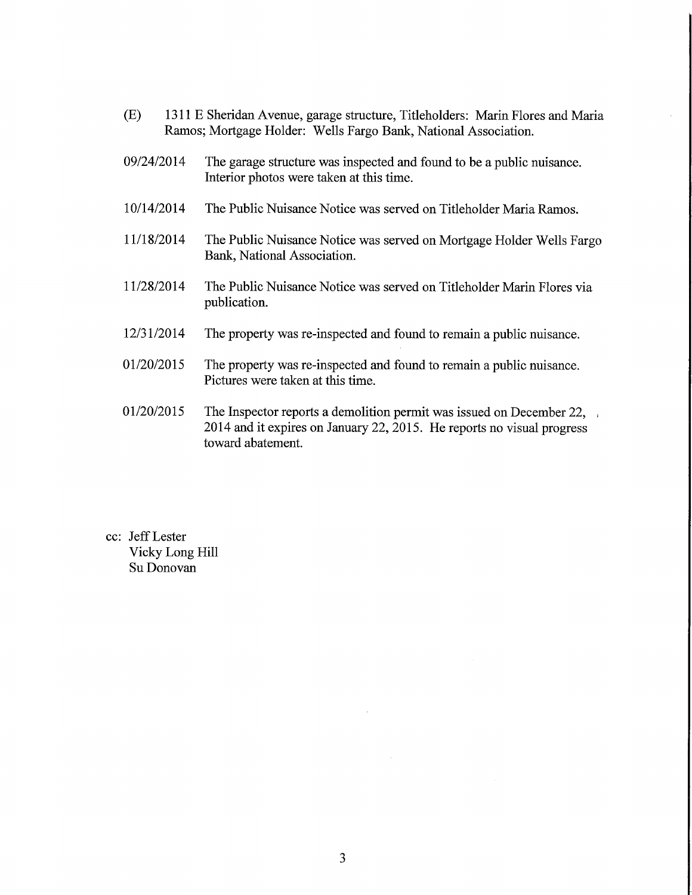(E) 1311 E Sheridan Avenue, garage structure, Titleholders: Marin Flores and Maria Ramos; Mortgage Holder: Wells Fargo Bank, National Association.

| | |
|---|---|
| 09/24/2014 | The garage structure was inspected and found to be a public nuisance. Interior photos were taken at this time. |
| 10/14/2014 | The Public Nuisance Notice was served on Titleholder Maria Ramos. |
| 11/18/2014 | The Public Nuisance Notice was served on Mortgage Holder Wells Fargo Bank, National Association. |
| 11/28/2014 | The Public Nuisance Notice was served on Titleholder Marin Flores via publication. |
| 12/31/2014 | The property was re-inspected and found to remain a public nuisance. |
| 01/20/2015 | The property was re-inspected and found to remain a public nuisance. Pictures were taken at this time. |
| 01/20/2015 | The Inspector reports a demolition permit was issued on December 22, 2014 and it expires on January 22, 2015. He reports no visual progress toward abatement. |

cc: Jeff Lester
Vicky Long Hill
Su Donovan